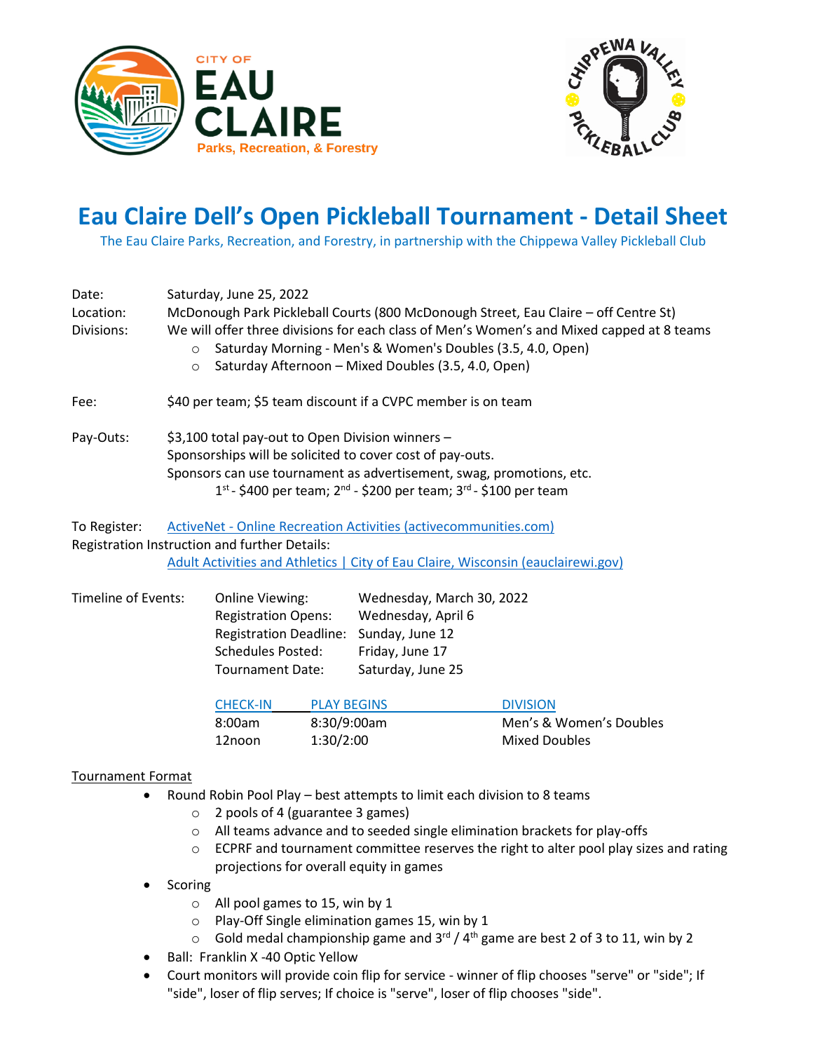# Eau Claire Dell's Open Pickleball Tournament - Detail Sheet

The Eau Claire Parks, Recreation, and Forestry, in partnership with the Chippewa Valley Pickleball Club

Date: Saturday, June 25, 2022

Location: McDonough Park Pickleball Courts (800 McDonough Street, Eau Claire – off Centre St)

Divisions: We will offer three divisions for each class of Men's Women's and Mixed capped at 8 teams

- Saturday Morning - Men's & Women's Doubles (3.5, 4.0, Open)
- Saturday Afternoon – Mixed Doubles (3.5, 4.0, Open)

Fee: $40 per team; $5 team discount if a CVPC member is on team

Pay-Outs: $3,100 total pay-out to Open Division winners –
Sponsorships will be solicited to cover cost of pay-outs.
Sponsors can use tournament as advertisement, swag, promotions, etc.
1st - $400 per team; 2nd - $200 per team; 3rd - $100 per team

To Register: [ActiveNet - Online Recreation Activities (activecommunities.com)]
Registration Instruction and further Details:
[Adult Activities and Athletics | City of Eau Claire, Wisconsin (eauclairewi.gov)]

Timeline of Events:

| | |
|---|---|
| Online Viewing: | Wednesday, March 30, 2022 |
| Registration Opens: | Wednesday, April 6 |
| Registration Deadline: | Sunday, June 12 |
| Schedules Posted: | Friday, June 17 |
| Tournament Date: | Saturday, June 25 |

| CHECK-IN | PLAY BEGINS | DIVISION |
|---|---|---|
| 8:00am | 8:30/9:00am | Men's & Women's Doubles |
| 12noon | 1:30/2:00 | Mixed Doubles |

Tournament Format

- Round Robin Pool Play – best attempts to limit each division to 8 teams
  - 2 pools of 4 (guarantee 3 games)
  - All teams advance and to seeded single elimination brackets for play-offs
  - ECPRF and tournament committee reserves the right to alter pool play sizes and rating projections for overall equity in games
- Scoring
  - All pool games to 15, win by 1
  - Play-Off Single elimination games 15, win by 1
  - Gold medal championship game and 3rd / 4th game are best 2 of 3 to 11, win by 2
- Ball: Franklin X -40 Optic Yellow
- Court monitors will provide coin flip for service - winner of flip chooses "serve" or "side"; If "side", loser of flip serves; If choice is "serve", loser of flip chooses "side".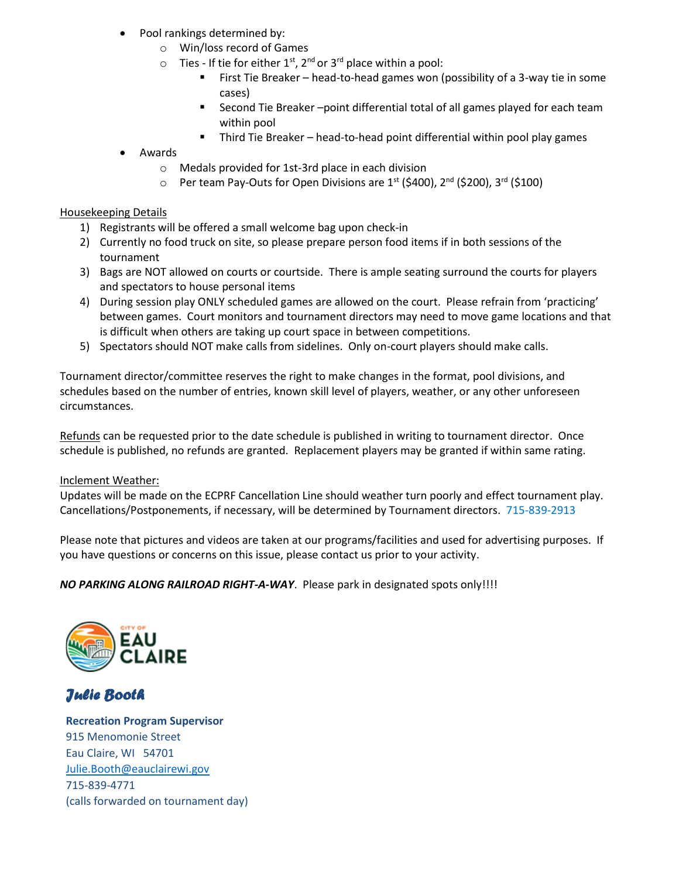- Pool rankings determined by:
  - Win/loss record of Games
  - Ties - If tie for either 1st, 2nd or 3rd place within a pool:
    - First Tie Breaker – head-to-head games won (possibility of a 3-way tie in some cases)
    - Second Tie Breaker –point differential total of all games played for each team within pool
    - Third Tie Breaker – head-to-head point differential within pool play games
- Awards
  - Medals provided for 1st-3rd place in each division
  - Per team Pay-Outs for Open Divisions are 1st ($400), 2nd ($200), 3rd ($100)

Housekeeping Details

1) Registrants will be offered a small welcome bag upon check-in
2) Currently no food truck on site, so please prepare person food items if in both sessions of the tournament
3) Bags are NOT allowed on courts or courtside. There is ample seating surround the courts for players and spectators to house personal items
4) During session play ONLY scheduled games are allowed on the court. Please refrain from 'practicing' between games. Court monitors and tournament directors may need to move game locations and that is difficult when others are taking up court space in between competitions.
5) Spectators should NOT make calls from sidelines. Only on-court players should make calls.

Tournament director/committee reserves the right to make changes in the format, pool divisions, and schedules based on the number of entries, known skill level of players, weather, or any other unforeseen circumstances.

Refunds can be requested prior to the date schedule is published in writing to tournament director. Once schedule is published, no refunds are granted. Replacement players may be granted if within same rating.

Inclement Weather:
Updates will be made on the ECPRF Cancellation Line should weather turn poorly and effect tournament play. Cancellations/Postponements, if necessary, will be determined by Tournament directors. 715-839-2913

Please note that pictures and videos are taken at our programs/facilities and used for advertising purposes. If you have questions or concerns on this issue, please contact us prior to your activity.

***NO PARKING ALONG RAILROAD RIGHT-A-WAY***. Please park in designated spots only!!!!

CITY OF EAU CLAIRE

*Julie Booth*

**Recreation Program Supervisor**
915 Menomonie Street
Eau Claire, WI 54701
Julie.Booth@eauclairewi.gov
715-839-4771
(calls forwarded on tournament day)